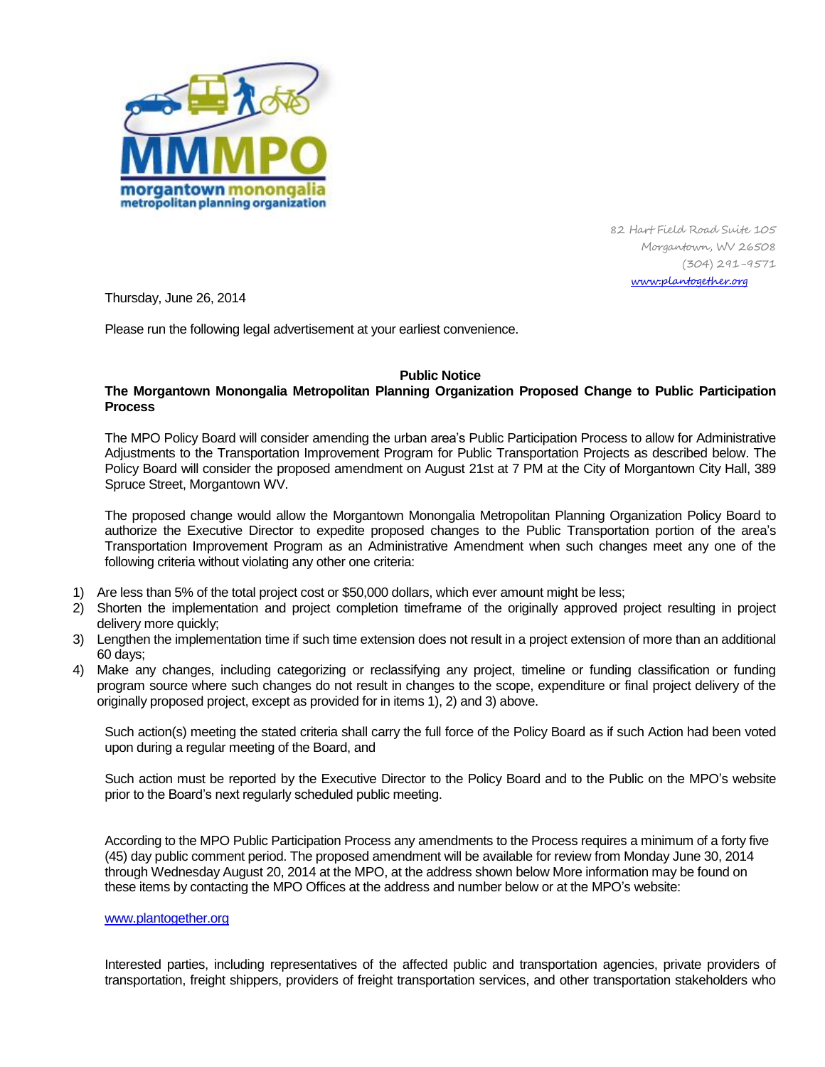MMMPO
morgantown monongalia
metropolitan planning organization

82 Hart Field Road Suite 105
Morgantown, WV 26508
(304) 291-9571
www.plantogether.org

Thursday, June 26, 2014

Please run the following legal advertisement at your earliest convenience.

**Public Notice**

**The Morgantown Monongalia Metropolitan Planning Organization Proposed Change to Public Participation Process**

The MPO Policy Board will consider amending the urban area's Public Participation Process to allow for Administrative Adjustments to the Transportation Improvement Program for Public Transportation Projects as described below. The Policy Board will consider the proposed amendment on August 21st at 7 PM at the City of Morgantown City Hall, 389 Spruce Street, Morgantown WV.

The proposed change would allow the Morgantown Monongalia Metropolitan Planning Organization Policy Board to authorize the Executive Director to expedite proposed changes to the Public Transportation portion of the area's Transportation Improvement Program as an Administrative Amendment when such changes meet any one of the following criteria without violating any other one criteria:

1) Are less than 5% of the total project cost or $50,000 dollars, which ever amount might be less;
2) Shorten the implementation and project completion timeframe of the originally approved project resulting in project delivery more quickly;
3) Lengthen the implementation time if such time extension does not result in a project extension of more than an additional 60 days;
4) Make any changes, including categorizing or reclassifying any project, timeline or funding classification or funding program source where such changes do not result in changes to the scope, expenditure or final project delivery of the originally proposed project, except as provided for in items 1), 2) and 3) above.

Such action(s) meeting the stated criteria shall carry the full force of the Policy Board as if such Action had been voted upon during a regular meeting of the Board, and

Such action must be reported by the Executive Director to the Policy Board and to the Public on the MPO's website prior to the Board's next regularly scheduled public meeting.

According to the MPO Public Participation Process any amendments to the Process requires a minimum of a forty five (45) day public comment period. The proposed amendment will be available for review from Monday June 30, 2014 through Wednesday August 20, 2014 at the MPO, at the address shown below More information may be found on these items by contacting the MPO Offices at the address and number below or at the MPO's website:

www.plantogether.org

Interested parties, including representatives of the affected public and transportation agencies, private providers of transportation, freight shippers, providers of freight transportation services, and other transportation stakeholders who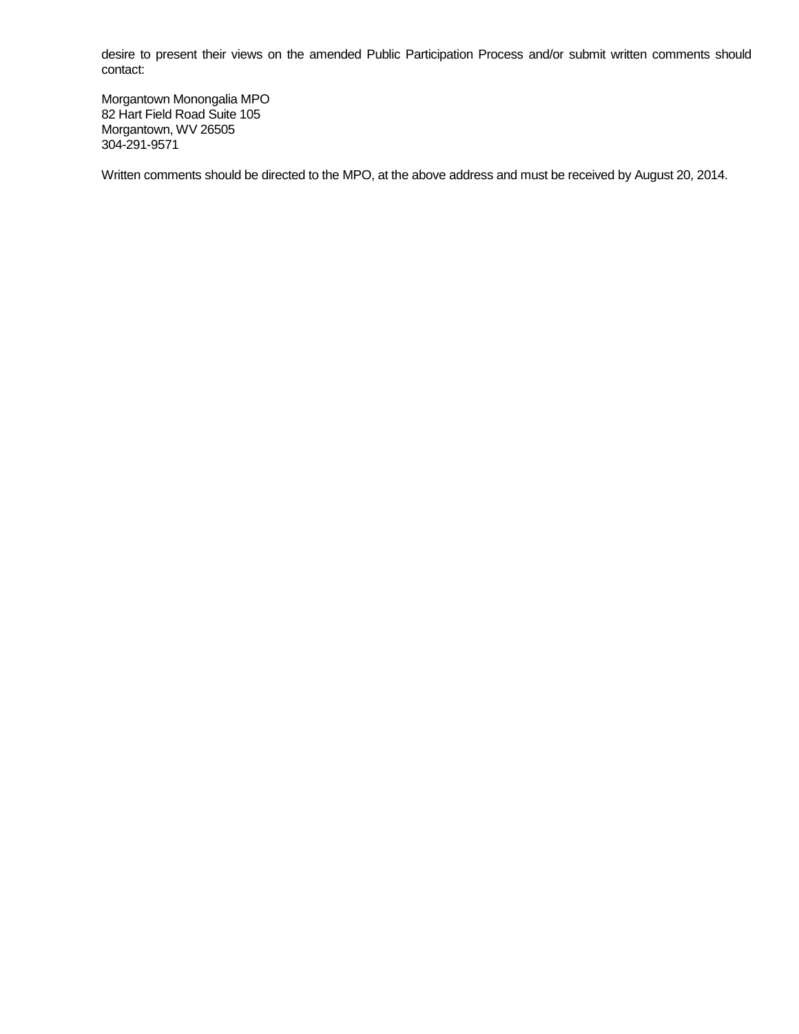desire to present their views on the amended Public Participation Process and/or submit written comments should contact:

Morgantown Monongalia MPO
82 Hart Field Road Suite 105
Morgantown, WV 26505
304-291-9571

Written comments should be directed to the MPO, at the above address and must be received by August 20, 2014.